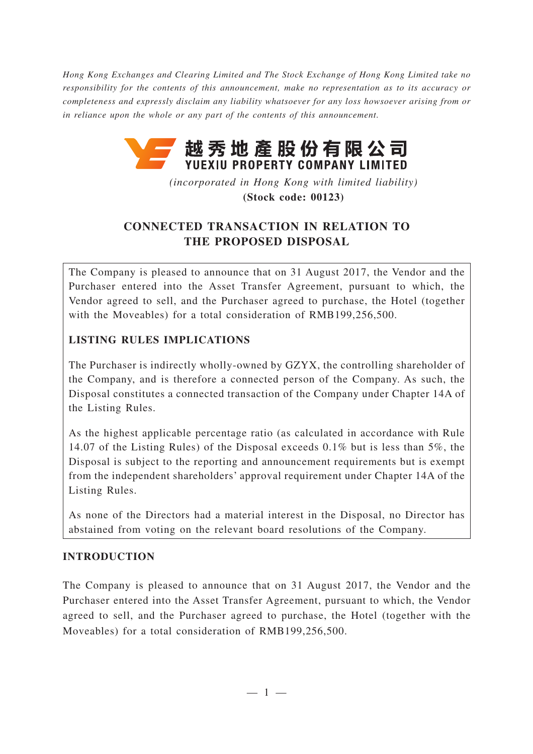*Hong Kong Exchanges and Clearing Limited and The Stock Exchange of Hong Kong Limited take no responsibility for the contents of this announcement, make no representation as to its accuracy or completeness and expressly disclaim any liability whatsoever for any loss howsoever arising from or in reliance upon the whole or any part of the contents of this announcement.*

越秀地產股份有限公司
**YUEXIU PROPERTY COMPANY LIMITED**

*(incorporated in Hong Kong with limited liability)*
**(Stock code: 00123)**

# CONNECTED TRANSACTION IN RELATION TO THE PROPOSED DISPOSAL

The Company is pleased to announce that on 31 August 2017, the Vendor and the Purchaser entered into the Asset Transfer Agreement, pursuant to which, the Vendor agreed to sell, and the Purchaser agreed to purchase, the Hotel (together with the Moveables) for a total consideration of RMB199,256,500.

**LISTING RULES IMPLICATIONS**

The Purchaser is indirectly wholly-owned by GZYX, the controlling shareholder of the Company, and is therefore a connected person of the Company. As such, the Disposal constitutes a connected transaction of the Company under Chapter 14A of the Listing Rules.

As the highest applicable percentage ratio (as calculated in accordance with Rule 14.07 of the Listing Rules) of the Disposal exceeds 0.1% but is less than 5%, the Disposal is subject to the reporting and announcement requirements but is exempt from the independent shareholders' approval requirement under Chapter 14A of the Listing Rules.

As none of the Directors had a material interest in the Disposal, no Director has abstained from voting on the relevant board resolutions of the Company.

## INTRODUCTION

The Company is pleased to announce that on 31 August 2017, the Vendor and the Purchaser entered into the Asset Transfer Agreement, pursuant to which, the Vendor agreed to sell, and the Purchaser agreed to purchase, the Hotel (together with the Moveables) for a total consideration of RMB199,256,500.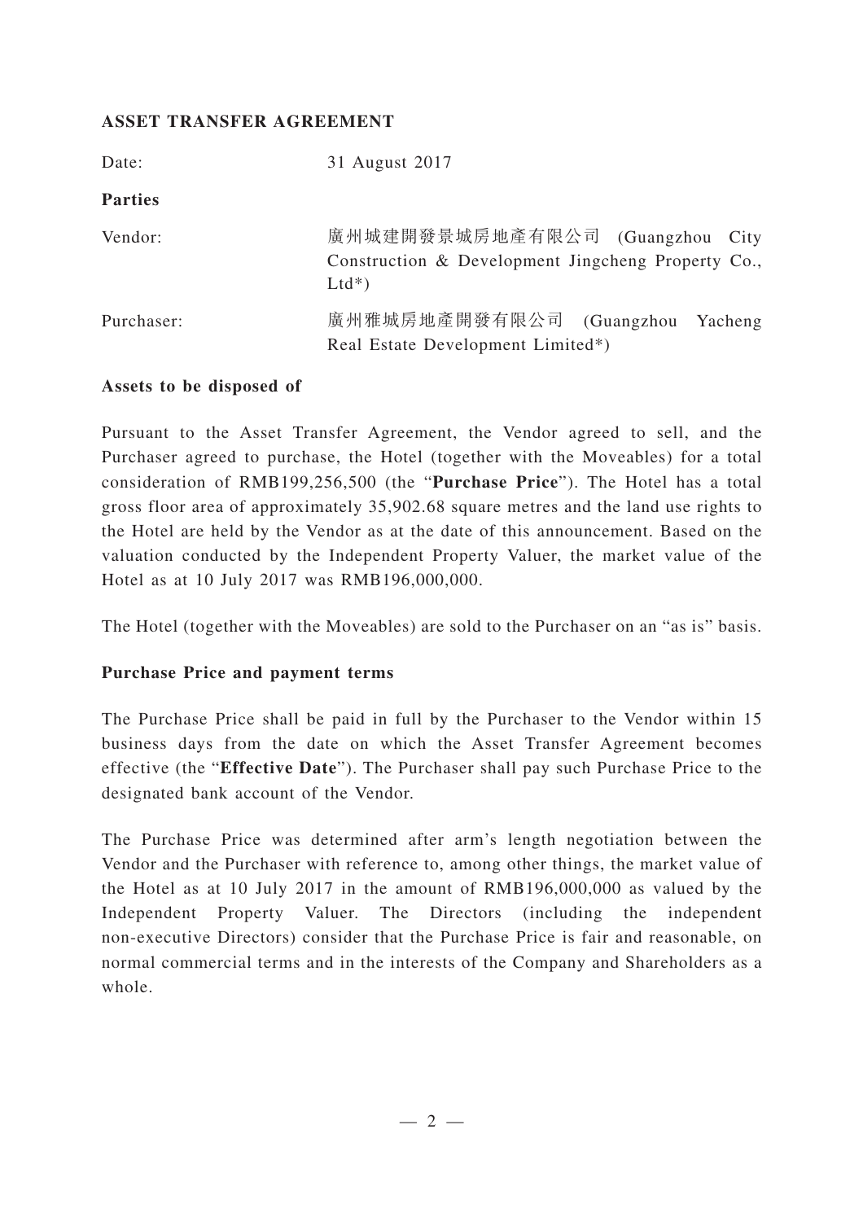**ASSET TRANSFER AGREEMENT**

| | |
|---|---|
| Date: | 31 August 2017 |
| **Parties** | |
| Vendor: | 廣州城建開發景城房地產有限公司 (Guangzhou City Construction & Development Jingcheng Property Co., Ltd*) |
| Purchaser: | 廣州雅城房地產開發有限公司 (Guangzhou Yacheng Real Estate Development Limited*) |

**Assets to be disposed of**

Pursuant to the Asset Transfer Agreement, the Vendor agreed to sell, and the Purchaser agreed to purchase, the Hotel (together with the Moveables) for a total consideration of RMB199,256,500 (the "**Purchase Price**"). The Hotel has a total gross floor area of approximately 35,902.68 square metres and the land use rights to the Hotel are held by the Vendor as at the date of this announcement. Based on the valuation conducted by the Independent Property Valuer, the market value of the Hotel as at 10 July 2017 was RMB196,000,000.

The Hotel (together with the Moveables) are sold to the Purchaser on an "as is" basis.

**Purchase Price and payment terms**

The Purchase Price shall be paid in full by the Purchaser to the Vendor within 15 business days from the date on which the Asset Transfer Agreement becomes effective (the "**Effective Date**"). The Purchaser shall pay such Purchase Price to the designated bank account of the Vendor.

The Purchase Price was determined after arm's length negotiation between the Vendor and the Purchaser with reference to, among other things, the market value of the Hotel as at 10 July 2017 in the amount of RMB196,000,000 as valued by the Independent Property Valuer. The Directors (including the independent non-executive Directors) consider that the Purchase Price is fair and reasonable, on normal commercial terms and in the interests of the Company and Shareholders as a whole.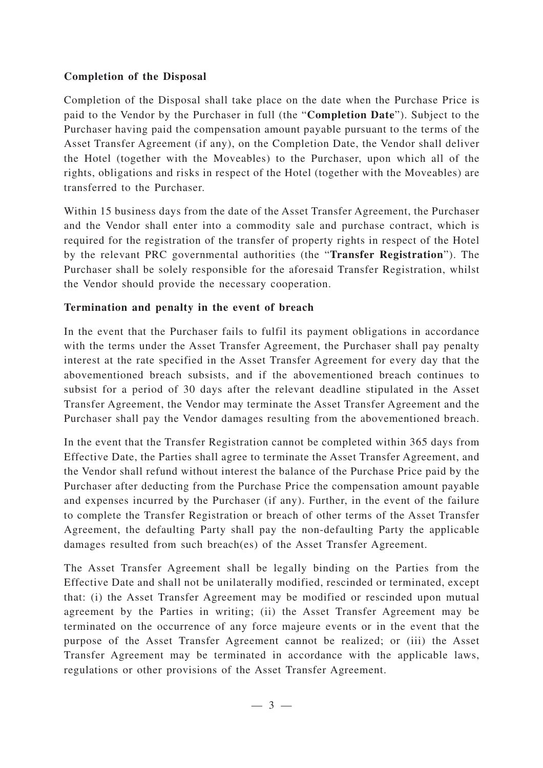**Completion of the Disposal**

Completion of the Disposal shall take place on the date when the Purchase Price is paid to the Vendor by the Purchaser in full (the "**Completion Date**"). Subject to the Purchaser having paid the compensation amount payable pursuant to the terms of the Asset Transfer Agreement (if any), on the Completion Date, the Vendor shall deliver the Hotel (together with the Moveables) to the Purchaser, upon which all of the rights, obligations and risks in respect of the Hotel (together with the Moveables) are transferred to the Purchaser.

Within 15 business days from the date of the Asset Transfer Agreement, the Purchaser and the Vendor shall enter into a commodity sale and purchase contract, which is required for the registration of the transfer of property rights in respect of the Hotel by the relevant PRC governmental authorities (the "**Transfer Registration**"). The Purchaser shall be solely responsible for the aforesaid Transfer Registration, whilst the Vendor should provide the necessary cooperation.

**Termination and penalty in the event of breach**

In the event that the Purchaser fails to fulfil its payment obligations in accordance with the terms under the Asset Transfer Agreement, the Purchaser shall pay penalty interest at the rate specified in the Asset Transfer Agreement for every day that the abovementioned breach subsists, and if the abovementioned breach continues to subsist for a period of 30 days after the relevant deadline stipulated in the Asset Transfer Agreement, the Vendor may terminate the Asset Transfer Agreement and the Purchaser shall pay the Vendor damages resulting from the abovementioned breach.

In the event that the Transfer Registration cannot be completed within 365 days from Effective Date, the Parties shall agree to terminate the Asset Transfer Agreement, and the Vendor shall refund without interest the balance of the Purchase Price paid by the Purchaser after deducting from the Purchase Price the compensation amount payable and expenses incurred by the Purchaser (if any). Further, in the event of the failure to complete the Transfer Registration or breach of other terms of the Asset Transfer Agreement, the defaulting Party shall pay the non-defaulting Party the applicable damages resulted from such breach(es) of the Asset Transfer Agreement.

The Asset Transfer Agreement shall be legally binding on the Parties from the Effective Date and shall not be unilaterally modified, rescinded or terminated, except that: (i) the Asset Transfer Agreement may be modified or rescinded upon mutual agreement by the Parties in writing; (ii) the Asset Transfer Agreement may be terminated on the occurrence of any force majeure events or in the event that the purpose of the Asset Transfer Agreement cannot be realized; or (iii) the Asset Transfer Agreement may be terminated in accordance with the applicable laws, regulations or other provisions of the Asset Transfer Agreement.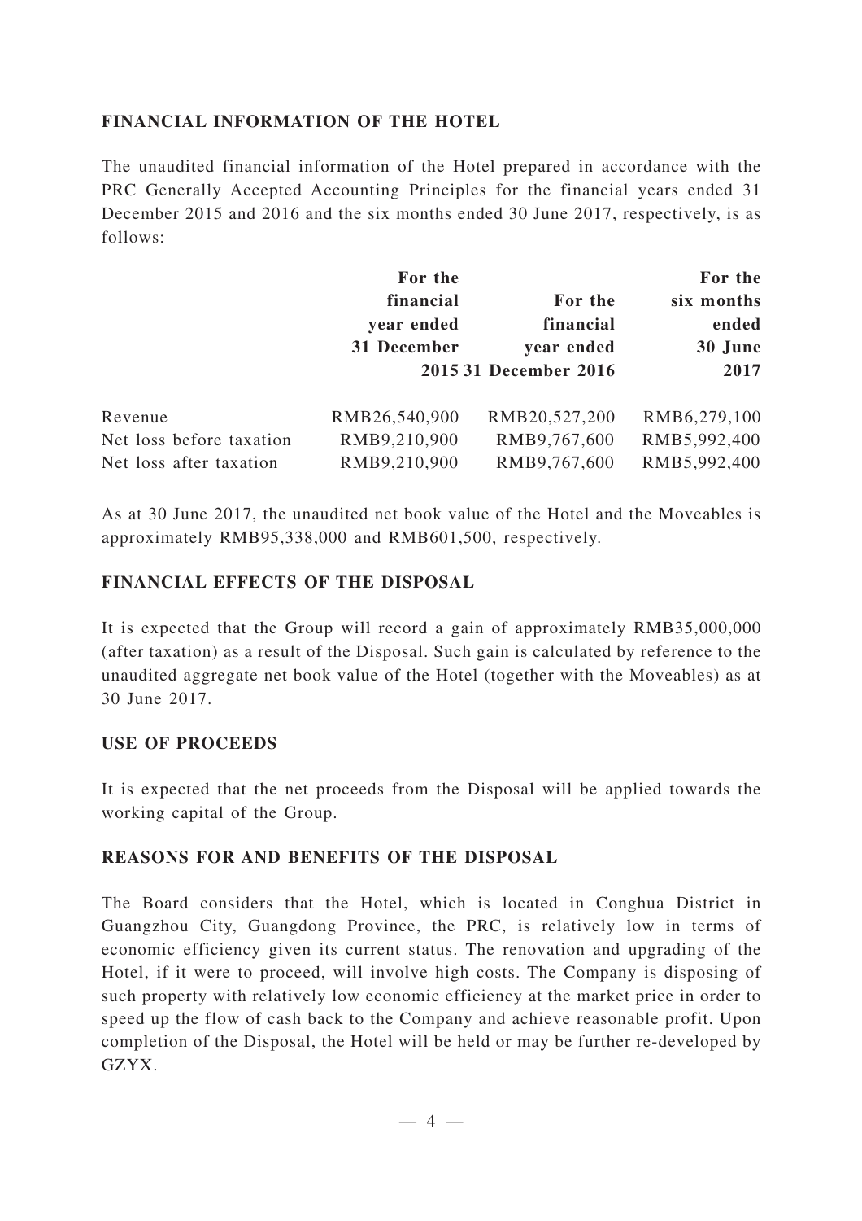## FINANCIAL INFORMATION OF THE HOTEL

The unaudited financial information of the Hotel prepared in accordance with the PRC Generally Accepted Accounting Principles for the financial years ended 31 December 2015 and 2016 and the six months ended 30 June 2017, respectively, is as follows:

| | For the financial year ended 31 December 2015 | For the financial year ended 31 December 2016 | For the six months ended 30 June 2017 |
|---|---|---|---|
| Revenue | RMB26,540,900 | RMB20,527,200 | RMB6,279,100 |
| Net loss before taxation | RMB9,210,900 | RMB9,767,600 | RMB5,992,400 |
| Net loss after taxation | RMB9,210,900 | RMB9,767,600 | RMB5,992,400 |

As at 30 June 2017, the unaudited net book value of the Hotel and the Moveables is approximately RMB95,338,000 and RMB601,500, respectively.

## FINANCIAL EFFECTS OF THE DISPOSAL

It is expected that the Group will record a gain of approximately RMB35,000,000 (after taxation) as a result of the Disposal. Such gain is calculated by reference to the unaudited aggregate net book value of the Hotel (together with the Moveables) as at 30 June 2017.

## USE OF PROCEEDS

It is expected that the net proceeds from the Disposal will be applied towards the working capital of the Group.

## REASONS FOR AND BENEFITS OF THE DISPOSAL

The Board considers that the Hotel, which is located in Conghua District in Guangzhou City, Guangdong Province, the PRC, is relatively low in terms of economic efficiency given its current status. The renovation and upgrading of the Hotel, if it were to proceed, will involve high costs. The Company is disposing of such property with relatively low economic efficiency at the market price in order to speed up the flow of cash back to the Company and achieve reasonable profit. Upon completion of the Disposal, the Hotel will be held or may be further re-developed by GZYX.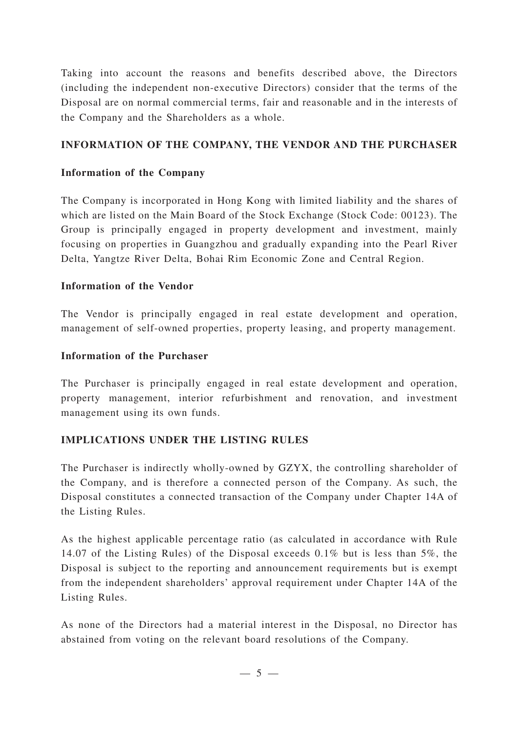Taking into account the reasons and benefits described above, the Directors (including the independent non-executive Directors) consider that the terms of the Disposal are on normal commercial terms, fair and reasonable and in the interests of the Company and the Shareholders as a whole.

## INFORMATION OF THE COMPANY, THE VENDOR AND THE PURCHASER

### Information of the Company

The Company is incorporated in Hong Kong with limited liability and the shares of which are listed on the Main Board of the Stock Exchange (Stock Code: 00123). The Group is principally engaged in property development and investment, mainly focusing on properties in Guangzhou and gradually expanding into the Pearl River Delta, Yangtze River Delta, Bohai Rim Economic Zone and Central Region.

### Information of the Vendor

The Vendor is principally engaged in real estate development and operation, management of self-owned properties, property leasing, and property management.

### Information of the Purchaser

The Purchaser is principally engaged in real estate development and operation, property management, interior refurbishment and renovation, and investment management using its own funds.

## IMPLICATIONS UNDER THE LISTING RULES

The Purchaser is indirectly wholly-owned by GZYX, the controlling shareholder of the Company, and is therefore a connected person of the Company. As such, the Disposal constitutes a connected transaction of the Company under Chapter 14A of the Listing Rules.

As the highest applicable percentage ratio (as calculated in accordance with Rule 14.07 of the Listing Rules) of the Disposal exceeds 0.1% but is less than 5%, the Disposal is subject to the reporting and announcement requirements but is exempt from the independent shareholders' approval requirement under Chapter 14A of the Listing Rules.

As none of the Directors had a material interest in the Disposal, no Director has abstained from voting on the relevant board resolutions of the Company.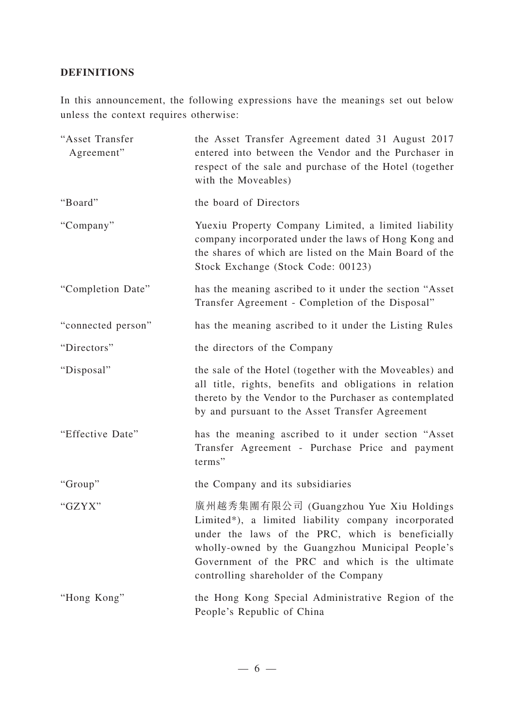## DEFINITIONS

In this announcement, the following expressions have the meanings set out below unless the context requires otherwise:

| | |
|---|---|
| "Asset Transfer Agreement" | the Asset Transfer Agreement dated 31 August 2017 entered into between the Vendor and the Purchaser in respect of the sale and purchase of the Hotel (together with the Moveables) |
| "Board" | the board of Directors |
| "Company" | Yuexiu Property Company Limited, a limited liability company incorporated under the laws of Hong Kong and the shares of which are listed on the Main Board of the Stock Exchange (Stock Code: 00123) |
| "Completion Date" | has the meaning ascribed to it under the section "Asset Transfer Agreement - Completion of the Disposal" |
| "connected person" | has the meaning ascribed to it under the Listing Rules |
| "Directors" | the directors of the Company |
| "Disposal" | the sale of the Hotel (together with the Moveables) and all title, rights, benefits and obligations in relation thereto by the Vendor to the Purchaser as contemplated by and pursuant to the Asset Transfer Agreement |
| "Effective Date" | has the meaning ascribed to it under section "Asset Transfer Agreement - Purchase Price and payment terms" |
| "Group" | the Company and its subsidiaries |
| "GZYX" | 廣州越秀集團有限公司 (Guangzhou Yue Xiu Holdings Limited*), a limited liability company incorporated under the laws of the PRC, which is beneficially wholly-owned by the Guangzhou Municipal People's Government of the PRC and which is the ultimate controlling shareholder of the Company |
| "Hong Kong" | the Hong Kong Special Administrative Region of the People's Republic of China |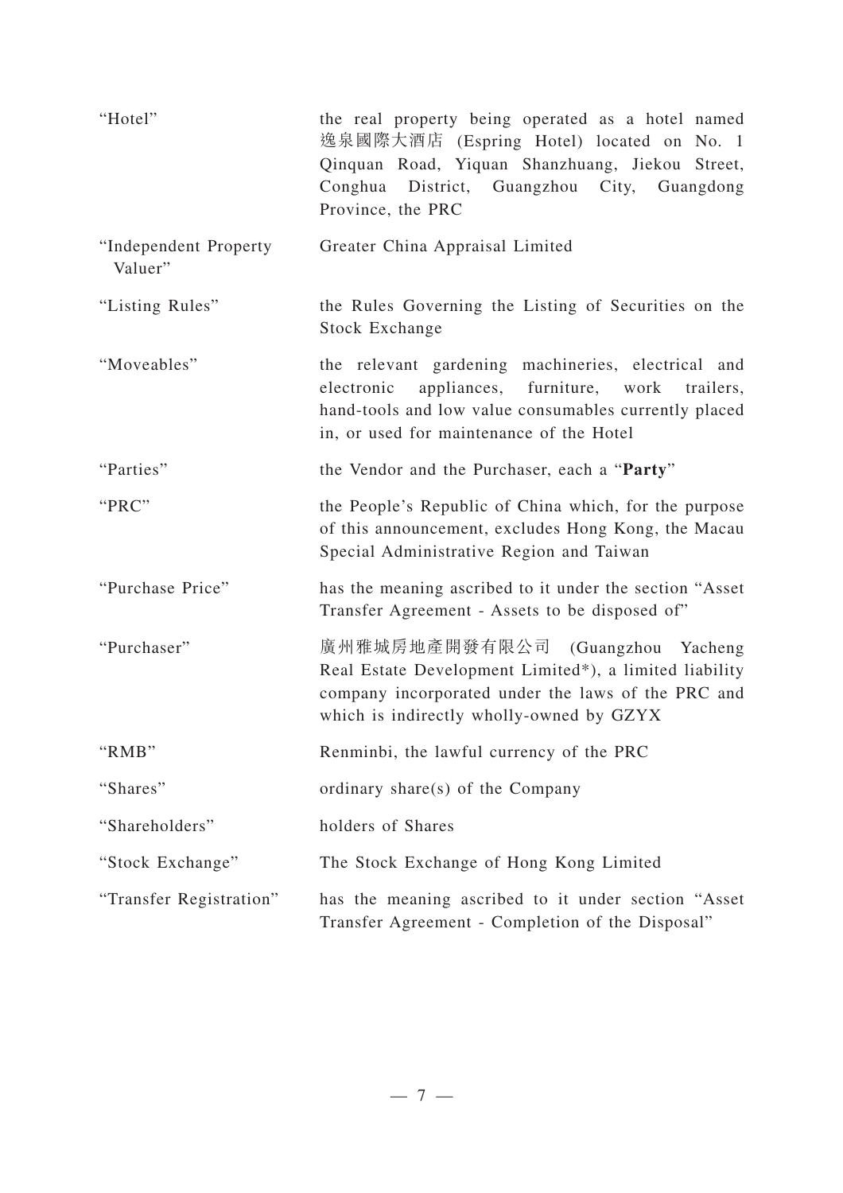| | |
|---|---|
| "Hotel" | the real property being operated as a hotel named 逸泉國際大酒店 (Espring Hotel) located on No. 1 Qinquan Road, Yiquan Shanzhuang, Jiekou Street, Conghua District, Guangzhou City, Guangdong Province, the PRC |
| "Independent Property Valuer" | Greater China Appraisal Limited |
| "Listing Rules" | the Rules Governing the Listing of Securities on the Stock Exchange |
| "Moveables" | the relevant gardening machineries, electrical and electronic appliances, furniture, work trailers, hand-tools and low value consumables currently placed in, or used for maintenance of the Hotel |
| "Parties" | the Vendor and the Purchaser, each a "**Party**" |
| "PRC" | the People's Republic of China which, for the purpose of this announcement, excludes Hong Kong, the Macau Special Administrative Region and Taiwan |
| "Purchase Price" | has the meaning ascribed to it under the section "Asset Transfer Agreement - Assets to be disposed of" |
| "Purchaser" | 廣州雅城房地產開發有限公司 (Guangzhou Yacheng Real Estate Development Limited*), a limited liability company incorporated under the laws of the PRC and which is indirectly wholly-owned by GZYX |
| "RMB" | Renminbi, the lawful currency of the PRC |
| "Shares" | ordinary share(s) of the Company |
| "Shareholders" | holders of Shares |
| "Stock Exchange" | The Stock Exchange of Hong Kong Limited |
| "Transfer Registration" | has the meaning ascribed to it under section "Asset Transfer Agreement - Completion of the Disposal" |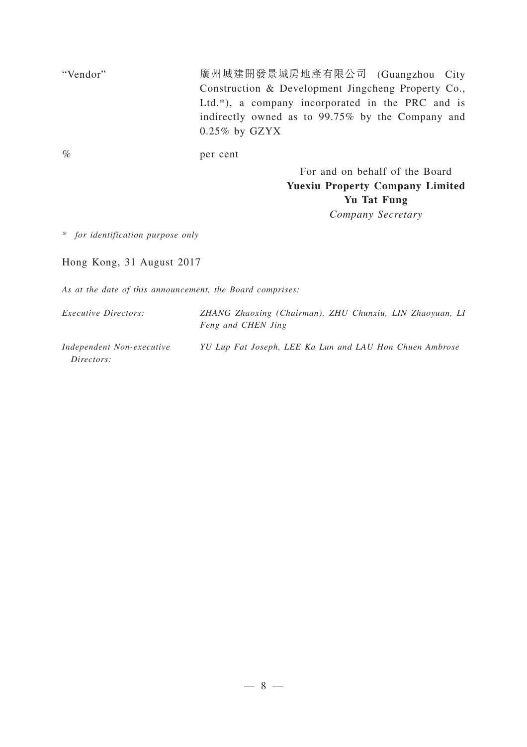| | |
|---|---|
| “Vendor” | 廣州城建開發景城房地產有限公司 (Guangzhou City Construction & Development Jingcheng Property Co., Ltd.*), a company incorporated in the PRC and is indirectly owned as to 99.75% by the Company and 0.25% by GZYX |
| % | per cent |

For and on behalf of the Board
**Yuexiu Property Company Limited**
**Yu Tat Fung**
*Company Secretary*

* *for identification purpose only*

Hong Kong, 31 August 2017

*As at the date of this announcement, the Board comprises:*

| | |
|---|---|
| *Executive Directors:* | *ZHANG Zhaoxing (Chairman), ZHU Chunxiu, LIN Zhaoyuan, LI Feng and CHEN Jing* |
| *Independent Non-executive Directors:* | *YU Lup Fat Joseph, LEE Ka Lun and LAU Hon Chuen Ambrose* |